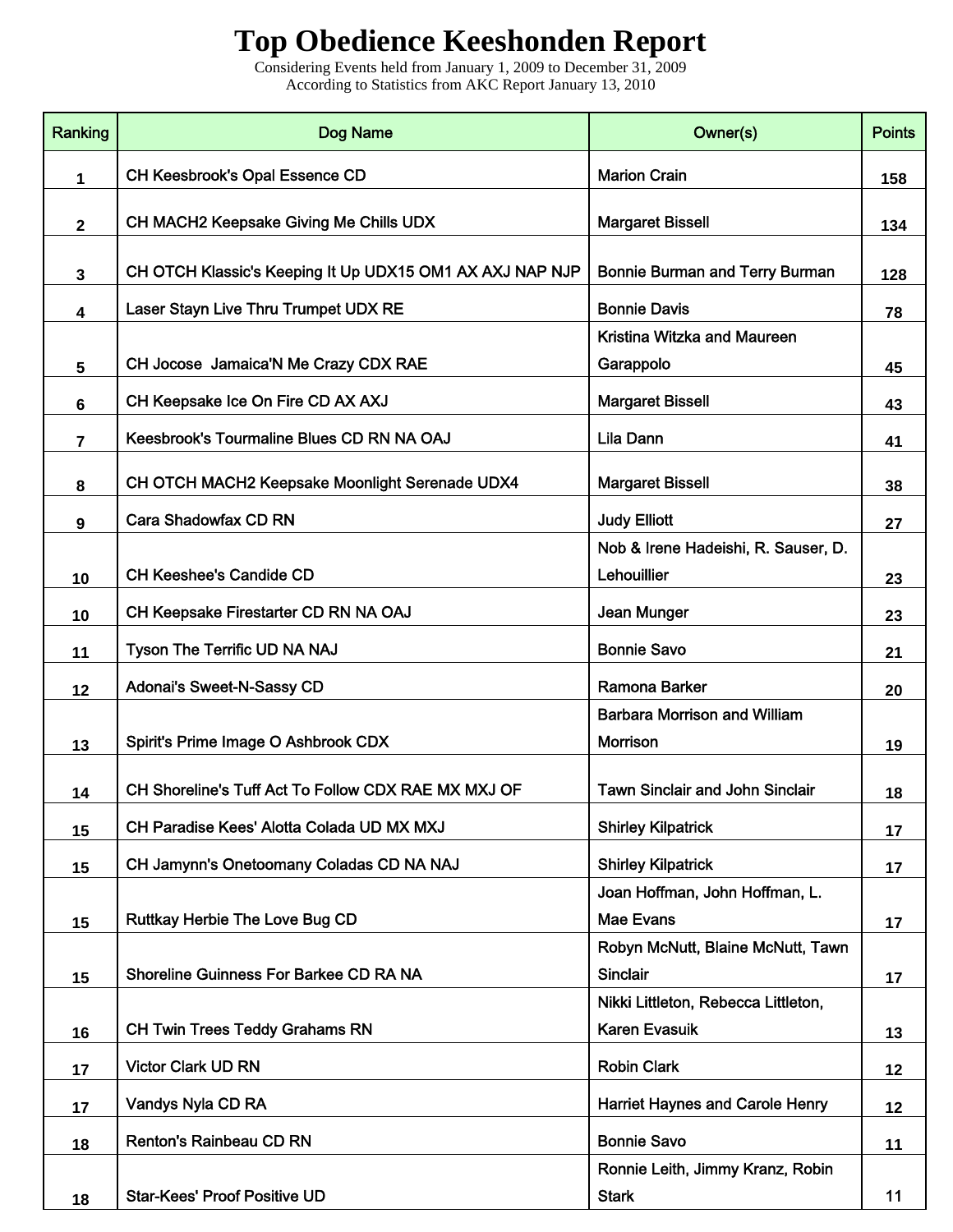# Top Obedience Keeshonden Report

Considering Events held from January 1, 2009 to December 31, 2009

According to Statistics from AKC Report January 13, 2010

| Ranking | Dog Name | Owner(s) | Points |
|---|---|---|---|
| 1 | CH Keesbrook's Opal Essence CD | Marion Crain | 158 |
| 2 | CH MACH2 Keepsake Giving Me Chills UDX | Margaret Bissell | 134 |
| 3 | CH OTCH Klassic's Keeping It Up UDX15 OM1 AX AXJ NAP NJP | Bonnie Burman and Terry Burman | 128 |
| 4 | Laser Stayn Live Thru Trumpet UDX RE | Bonnie Davis | 78 |
| 5 | CH Jocose Jamaica'N Me Crazy CDX RAE | Kristina Witzka and Maureen Garappolo | 45 |
| 6 | CH Keepsake Ice On Fire CD AX AXJ | Margaret Bissell | 43 |
| 7 | Keesbrook's Tourmaline Blues CD RN NA OAJ | Lila Dann | 41 |
| 8 | CH OTCH MACH2 Keepsake Moonlight Serenade UDX4 | Margaret Bissell | 38 |
| 9 | Cara Shadowfax CD RN | Judy Elliott | 27 |
| 10 | CH Keeshee's Candide CD | Nob & Irene Hadeishi, R. Sauser, D. Lehouillier | 23 |
| 10 | CH Keepsake Firestarter CD RN NA OAJ | Jean Munger | 23 |
| 11 | Tyson The Terrific UD NA NAJ | Bonnie Savo | 21 |
| 12 | Adonai's Sweet-N-Sassy CD | Ramona Barker | 20 |
| 13 | Spirit's Prime Image O Ashbrook CDX | Barbara Morrison and William Morrison | 19 |
| 14 | CH Shoreline's Tuff Act To Follow CDX RAE MX MXJ OF | Tawn Sinclair and John Sinclair | 18 |
| 15 | CH Paradise Kees' Alotta Colada UD MX MXJ | Shirley Kilpatrick | 17 |
| 15 | CH Jamynn's Onetoomany Coladas CD NA NAJ | Shirley Kilpatrick | 17 |
| 15 | Ruttkay Herbie The Love Bug CD | Joan Hoffman, John Hoffman, L. Mae Evans | 17 |
| 15 | Shoreline Guinness For Barkee CD RA NA | Robyn McNutt, Blaine McNutt, Tawn Sinclair | 17 |
| 16 | CH Twin Trees Teddy Grahams RN | Nikki Littleton, Rebecca Littleton, Karen Evasuik | 13 |
| 17 | Victor Clark UD RN | Robin Clark | 12 |
| 17 | Vandys Nyla CD RA | Harriet Haynes and Carole Henry | 12 |
| 18 | Renton's Rainbeau CD RN | Bonnie Savo | 11 |
| 18 | Star-Kees' Proof Positive UD | Ronnie Leith, Jimmy Kranz, Robin Stark | 11 |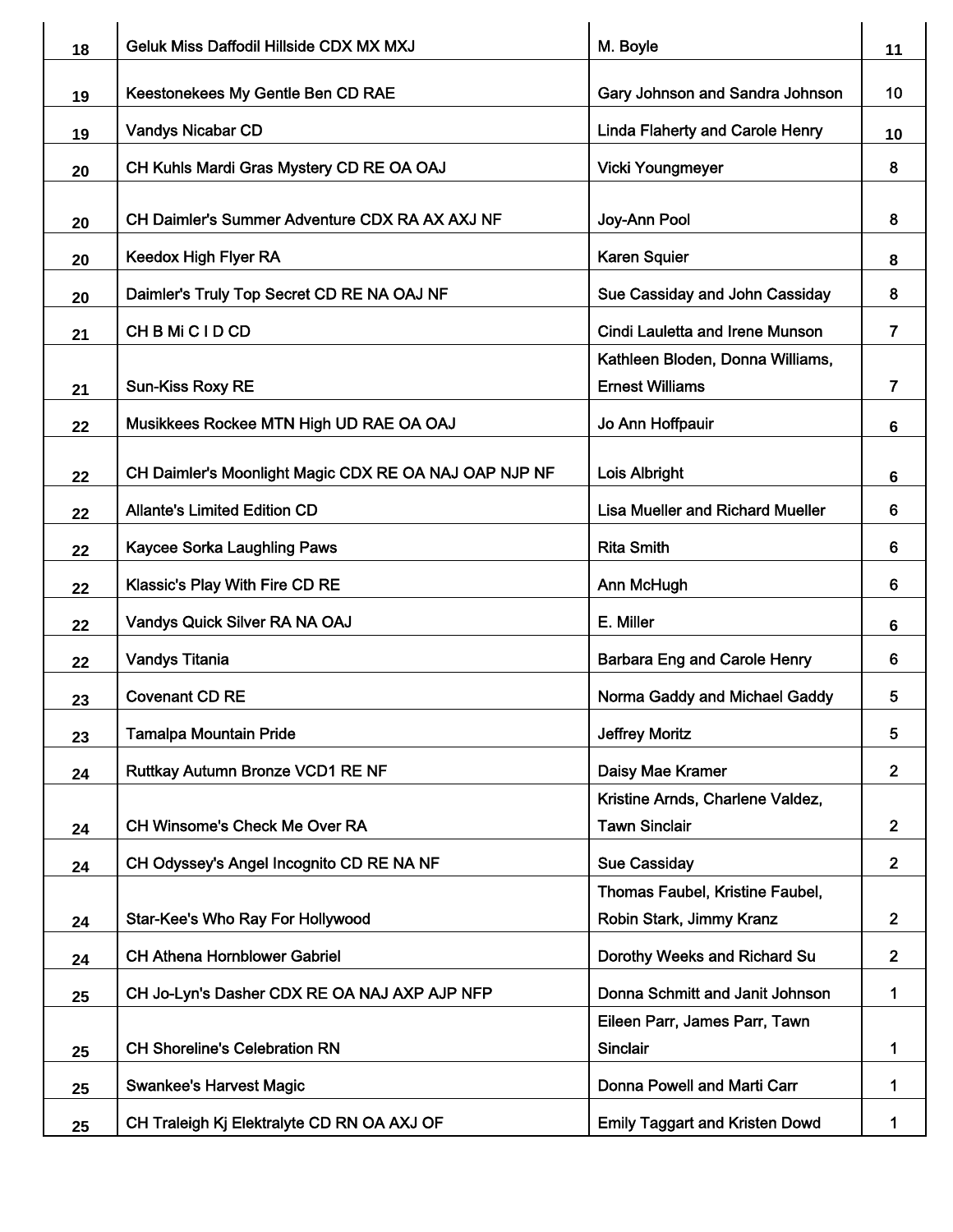| | | | |
|---|---|---|---|
| 18 | Geluk Miss Daffodil Hillside CDX MX MXJ | M. Boyle | 11 |
| 19 | Keestonekees My Gentle Ben CD RAE | Gary Johnson and Sandra Johnson | 10 |
| 19 | Vandys Nicabar CD | Linda Flaherty and Carole Henry | 10 |
| 20 | CH Kuhls Mardi Gras Mystery CD RE OA OAJ | Vicki Youngmeyer | 8 |
| 20 | CH Daimler's Summer Adventure CDX RA AX AXJ NF | Joy-Ann Pool | 8 |
| 20 | Keedox High Flyer RA | Karen Squier | 8 |
| 20 | Daimler's Truly Top Secret CD RE NA OAJ NF | Sue Cassiday and John Cassiday | 8 |
| 21 | CH B Mi C I D CD | Cindi Lauletta and Irene Munson | 7 |
| 21 | Sun-Kiss Roxy RE | Kathleen Bloden, Donna Williams, Ernest Williams | 7 |
| 22 | Musikkees Rockee MTN High UD RAE OA OAJ | Jo Ann Hoffpauir | 6 |
| 22 | CH Daimler's Moonlight Magic CDX RE OA NAJ OAP NJP NF | Lois Albright | 6 |
| 22 | Allante's Limited Edition CD | Lisa Mueller and Richard Mueller | 6 |
| 22 | Kaycee Sorka Laughling Paws | Rita Smith | 6 |
| 22 | Klassic's Play With Fire CD RE | Ann McHugh | 6 |
| 22 | Vandys Quick Silver RA NA OAJ | E. Miller | 6 |
| 22 | Vandys Titania | Barbara Eng and Carole Henry | 6 |
| 23 | Covenant CD RE | Norma Gaddy and Michael Gaddy | 5 |
| 23 | Tamalpa Mountain Pride | Jeffrey Moritz | 5 |
| 24 | Ruttkay Autumn Bronze VCD1 RE NF | Daisy Mae Kramer | 2 |
| 24 | CH Winsome's Check Me Over RA | Kristine Arnds, Charlene Valdez, Tawn Sinclair | 2 |
| 24 | CH Odyssey's Angel Incognito CD RE NA NF | Sue Cassiday | 2 |
| 24 | Star-Kee's Who Ray For Hollywood | Thomas Faubel, Kristine Faubel, Robin Stark, Jimmy Kranz | 2 |
| 24 | CH Athena Hornblower Gabriel | Dorothy Weeks and Richard Su | 2 |
| 25 | CH Jo-Lyn's Dasher CDX RE OA NAJ AXP AJP NFP | Donna Schmitt and Janit Johnson | 1 |
| 25 | CH Shoreline's Celebration RN | Eileen Parr, James Parr, Tawn Sinclair | 1 |
| 25 | Swankee's Harvest Magic | Donna Powell and Marti Carr | 1 |
| 25 | CH Traleigh Kj Elektralyte CD RN OA AXJ OF | Emily Taggart and Kristen Dowd | 1 |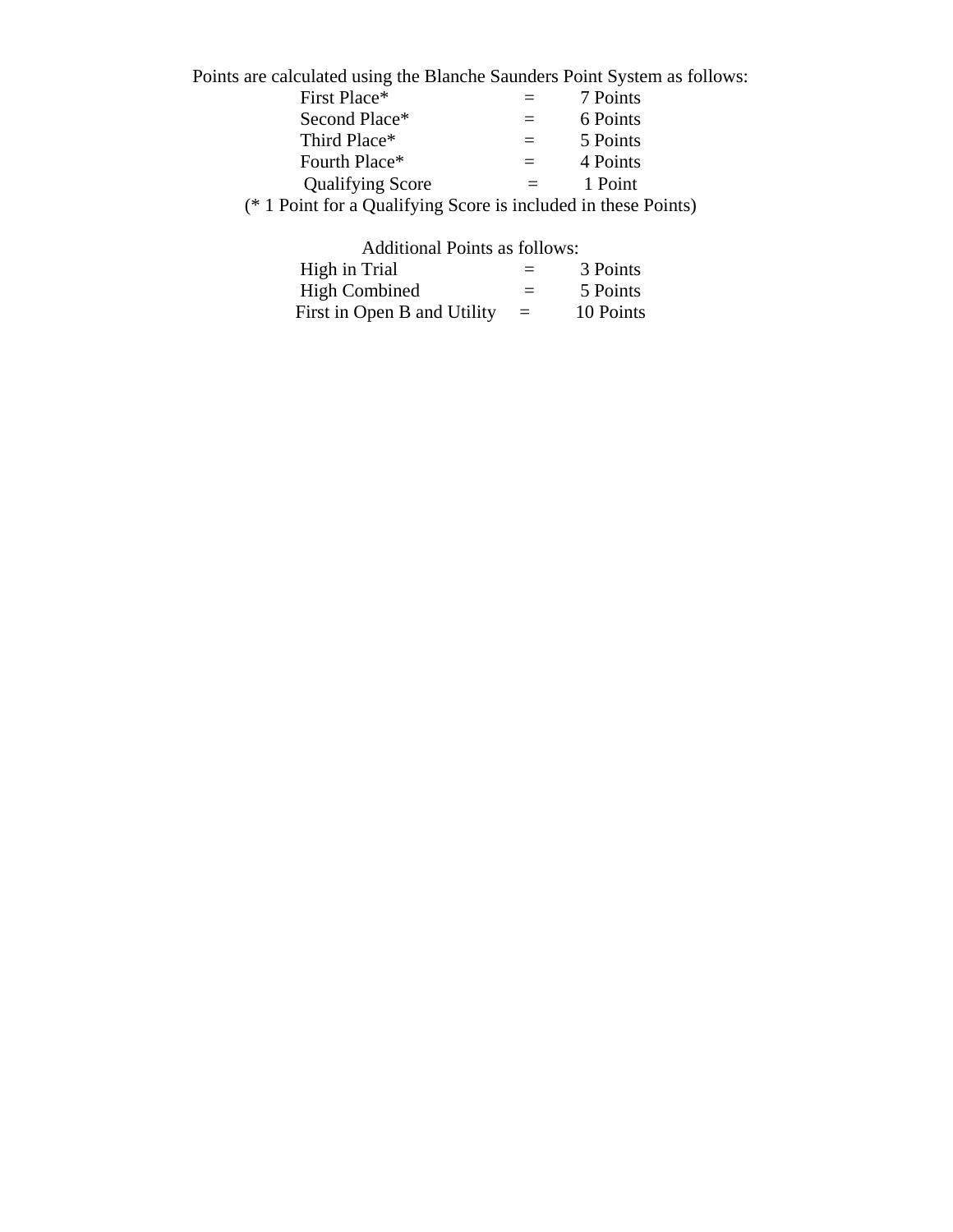Points are calculated using the Blanche Saunders Point System as follows:

| | | |
|---|---|---|
| First Place* | = | 7 Points |
| Second Place* | = | 6 Points |
| Third Place* | = | 5 Points |
| Fourth Place* | = | 4 Points |
| Qualifying Score | = | 1 Point |

(* 1 Point for a Qualifying Score is included in these Points)

Additional Points as follows:

| | | |
|---|---|---|
| High in Trial | = | 3 Points |
| High Combined | = | 5 Points |
| First in Open B and Utility | = | 10 Points |